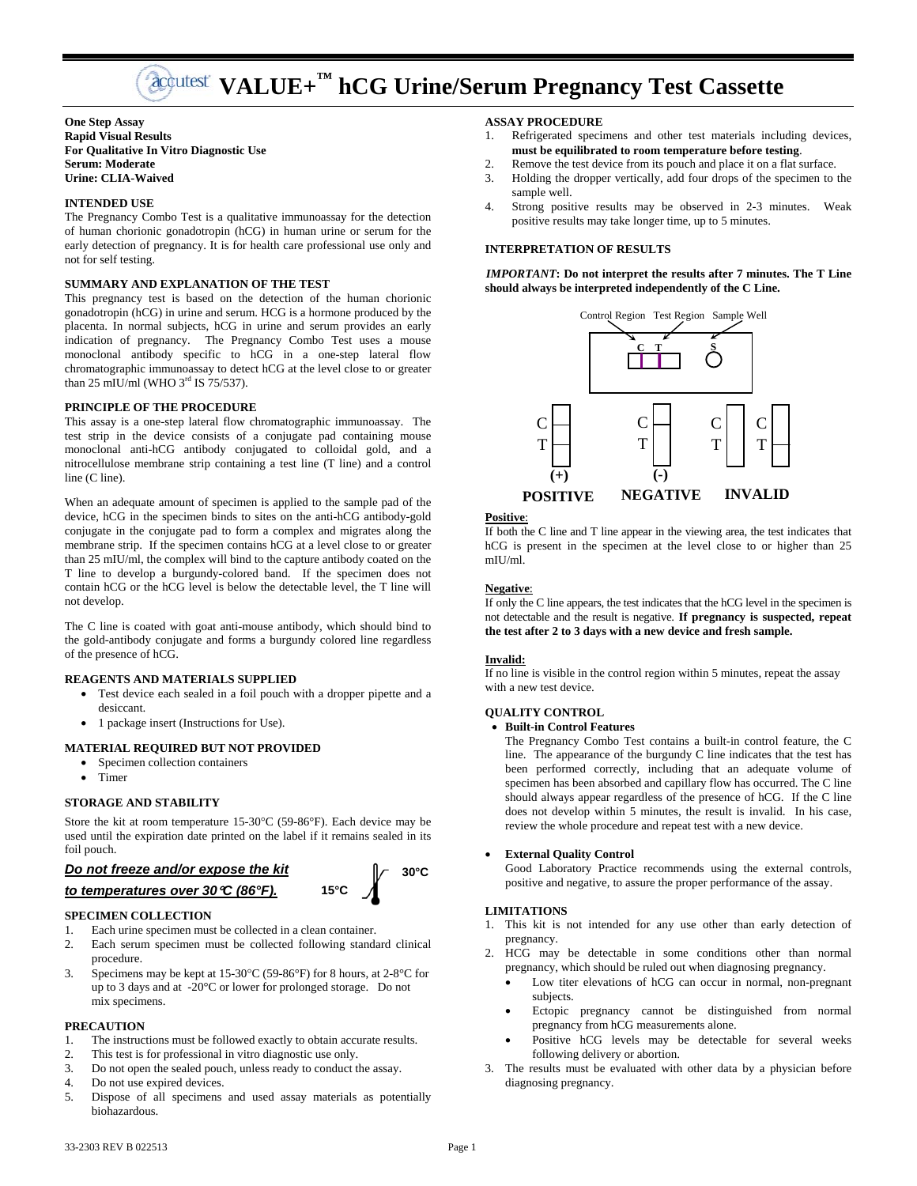# VALUE+™ hCG Urine/Serum Pregnancy Test Cassette

**One Step Assay**
**Rapid Visual Results**
**For Qualitative In Vitro Diagnostic Use**
**Serum: Moderate**
**Urine: CLIA-Waived**

## INTENDED USE

The Pregnancy Combo Test is a qualitative immunoassay for the detection of human chorionic gonadotropin (hCG) in human urine or serum for the early detection of pregnancy. It is for health care professional use only and not for self testing.

## SUMMARY AND EXPLANATION OF THE TEST

This pregnancy test is based on the detection of the human chorionic gonadotropin (hCG) in urine and serum. HCG is a hormone produced by the placenta. In normal subjects, hCG in urine and serum provides an early indication of pregnancy. The Pregnancy Combo Test uses a mouse monoclonal antibody specific to hCG in a one-step lateral flow chromatographic immunoassay to detect hCG at the level close to or greater than 25 mIU/ml (WHO 3rd IS 75/537).

## PRINCIPLE OF THE PROCEDURE

This assay is a one-step lateral flow chromatographic immunoassay. The test strip in the device consists of a conjugate pad containing mouse monoclonal anti-hCG antibody conjugated to colloidal gold, and a nitrocellulose membrane strip containing a test line (T line) and a control line (C line).

When an adequate amount of specimen is applied to the sample pad of the device, hCG in the specimen binds to sites on the anti-hCG antibody-gold conjugate in the conjugate pad to form a complex and migrates along the membrane strip. If the specimen contains hCG at a level close to or greater than 25 mIU/ml, the complex will bind to the capture antibody coated on the T line to develop a burgundy-colored band. If the specimen does not contain hCG or the hCG level is below the detectable level, the T line will not develop.

The C line is coated with goat anti-mouse antibody, which should bind to the gold-antibody conjugate and forms a burgundy colored line regardless of the presence of hCG.

## REAGENTS AND MATERIALS SUPPLIED

- Test device each sealed in a foil pouch with a dropper pipette and a desiccant.
- 1 package insert (Instructions for Use).

## MATERIAL REQUIRED BUT NOT PROVIDED

- Specimen collection containers
- Timer

## STORAGE AND STABILITY

Store the kit at room temperature 15-30°C (59-86°F). Each device may be used until the expiration date printed on the label if it remains sealed in its foil pouch.

***Do not freeze and/or expose the kit to temperatures over 30°C (86°F).***

15°C – 30°C

## SPECIMEN COLLECTION

1. Each urine specimen must be collected in a clean container.
2. Each serum specimen must be collected following standard clinical procedure.
3. Specimens may be kept at 15-30°C (59-86°F) for 8 hours, at 2-8°C for up to 3 days and at -20°C or lower for prolonged storage. Do not mix specimens.

## PRECAUTION

1. The instructions must be followed exactly to obtain accurate results.
2. This test is for professional in vitro diagnostic use only.
3. Do not open the sealed pouch, unless ready to conduct the assay.
4. Do not use expired devices.
5. Dispose of all specimens and used assay materials as potentially biohazardous.

## ASSAY PROCEDURE

1. Refrigerated specimens and other test materials including devices, **must be equilibrated to room temperature before testing**.
2. Remove the test device from its pouch and place it on a flat surface.
3. Holding the dropper vertically, add four drops of the specimen to the sample well.
4. Strong positive results may be observed in 2-3 minutes. Weak positive results may take longer time, up to 5 minutes.

## INTERPRETATION OF RESULTS

***IMPORTANT*: Do not interpret the results after 7 minutes. The T Line should always be interpreted independently of the C Line.**

Control Region Test Region Sample Well

C T S

(+) POSITIVE (-) NEGATIVE INVALID

**Positive**:
If both the C line and T line appear in the viewing area, the test indicates that hCG is present in the specimen at the level close to or higher than 25 mIU/ml.

**Negative**:
If only the C line appears, the test indicates that the hCG level in the specimen is not detectable and the result is negative. **If pregnancy is suspected, repeat the test after 2 to 3 days with a new device and fresh sample.**

**Invalid:**
If no line is visible in the control region within 5 minutes, repeat the assay with a new test device.

## QUALITY CONTROL

- **Built-in Control Features**
  The Pregnancy Combo Test contains a built-in control feature, the C line. The appearance of the burgundy C line indicates that the test has been performed correctly, including that an adequate volume of specimen has been absorbed and capillary flow has occurred. The C line should always appear regardless of the presence of hCG. If the C line does not develop within 5 minutes, the result is invalid. In his case, review the whole procedure and repeat test with a new device.

- **External Quality Control**
  Good Laboratory Practice recommends using the external controls, positive and negative, to assure the proper performance of the assay.

## LIMITATIONS

1. This kit is not intended for any use other than early detection of pregnancy.
2. HCG may be detectable in some conditions other than normal pregnancy, which should be ruled out when diagnosing pregnancy.
   - Low titer elevations of hCG can occur in normal, non-pregnant subjects.
   - Ectopic pregnancy cannot be distinguished from normal pregnancy from hCG measurements alone.
   - Positive hCG levels may be detectable for several weeks following delivery or abortion.
3. The results must be evaluated with other data by a physician before diagnosing pregnancy.

33-2303 REV B 022513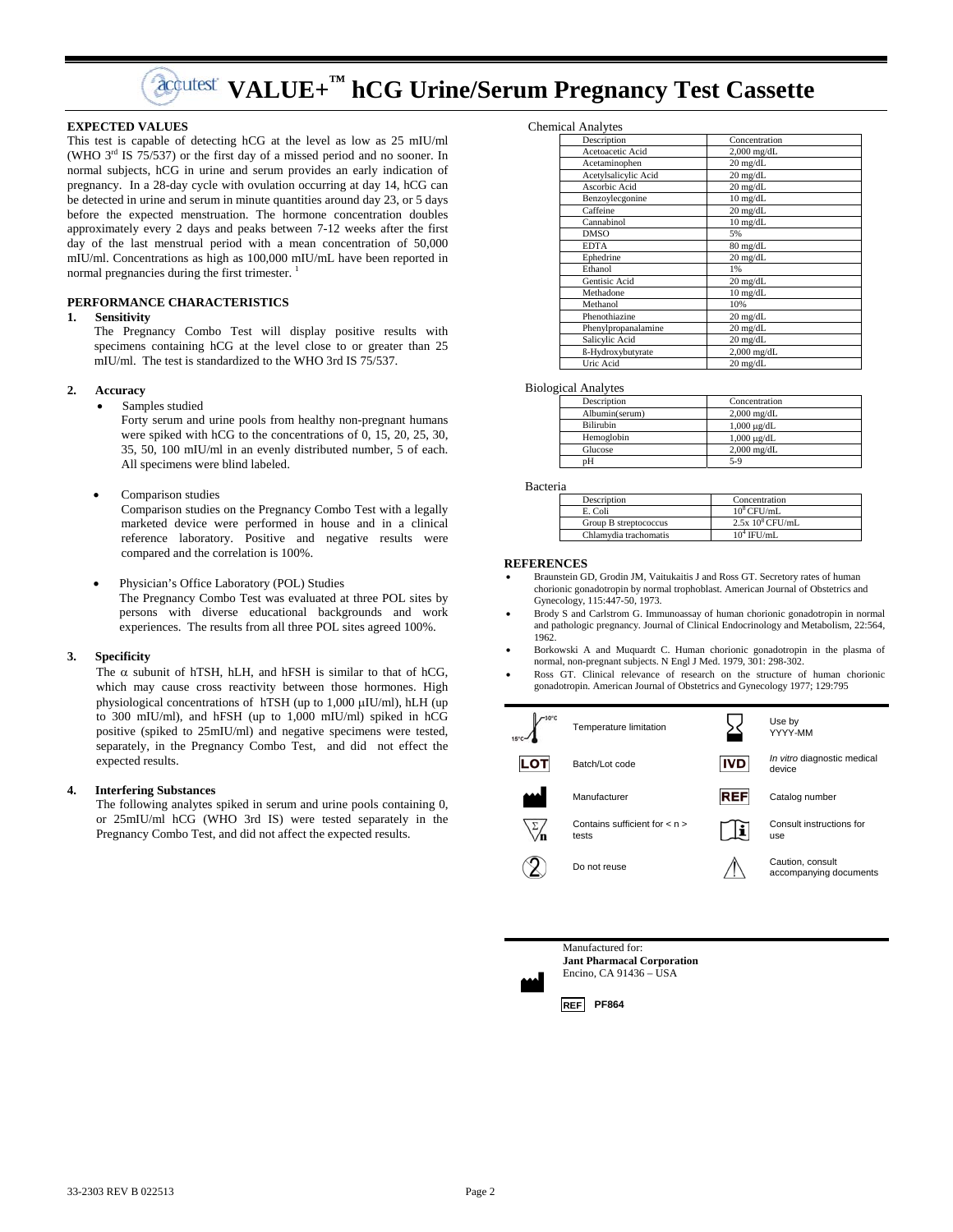# VALUE+™ hCG Urine/Serum Pregnancy Test Cassette

**EXPECTED VALUES**

This test is capable of detecting hCG at the level as low as 25 mIU/ml (WHO 3rd IS 75/537) or the first day of a missed period and no sooner. In normal subjects, hCG in urine and serum provides an early indication of pregnancy. In a 28-day cycle with ovulation occurring at day 14, hCG can be detected in urine and serum in minute quantities around day 23, or 5 days before the expected menstruation. The hormone concentration doubles approximately every 2 days and peaks between 7-12 weeks after the first day of the last menstrual period with a mean concentration of 50,000 mIU/ml. Concentrations as high as 100,000 mIU/mL have been reported in normal pregnancies during the first trimester. [1]

**PERFORMANCE CHARACTERISTICS**

**1. Sensitivity**

The Pregnancy Combo Test will display positive results with specimens containing hCG at the level close to or greater than 25 mIU/ml. The test is standardized to the WHO 3rd IS 75/537.

**2. Accuracy**

- Samples studied
  Forty serum and urine pools from healthy non-pregnant humans were spiked with hCG to the concentrations of 0, 15, 20, 25, 30, 35, 50, 100 mIU/ml in an evenly distributed number, 5 of each. All specimens were blind labeled.

- Comparison studies
  Comparison studies on the Pregnancy Combo Test with a legally marketed device were performed in house and in a clinical reference laboratory. Positive and negative results were compared and the correlation is 100%.

- Physician's Office Laboratory (POL) Studies
  The Pregnancy Combo Test was evaluated at three POL sites by persons with diverse educational backgrounds and work experiences. The results from all three POL sites agreed 100%.

**3. Specificity**

The $\alpha$ subunit of hTSH, hLH, and hFSH is similar to that of hCG, which may cause cross reactivity between those hormones. High physiological concentrations of hTSH (up to 1,000 μIU/ml), hLH (up to 300 mIU/ml), and hFSH (up to 1,000 mIU/ml) spiked in hCG positive (spiked to 25mIU/ml) and negative specimens were tested, separately, in the Pregnancy Combo Test, and did not effect the expected results.

**4. Interfering Substances**

The following analytes spiked in serum and urine pools containing 0, or 25mIU/ml hCG (WHO 3rd IS) were tested separately in the Pregnancy Combo Test, and did not affect the expected results.

Chemical Analytes

| Description | Concentration |
|---|---|
| Acetoacetic Acid | 2,000 mg/dL |
| Acetaminophen | 20 mg/dL |
| Acetylsalicylic Acid | 20 mg/dL |
| Ascorbic Acid | 20 mg/dL |
| Benzoylecgonine | 10 mg/dL |
| Caffeine | 20 mg/dL |
| Cannabinol | 10 mg/dL |
| DMSO | 5% |
| EDTA | 80 mg/dL |
| Ephedrine | 20 mg/dL |
| Ethanol | 1% |
| Gentisic Acid | 20 mg/dL |
| Methadone | 10 mg/dL |
| Methanol | 10% |
| Phenothiazine | 20 mg/dL |
| Phenylpropanalamine | 20 mg/dL |
| Salicylic Acid | 20 mg/dL |
| ß-Hydroxybutyrate | 2,000 mg/dL |
| Uric Acid | 20 mg/dL |

Biological Analytes

| Description | Concentration |
|---|---|
| Albumin(serum) | 2,000 mg/dL |
| Bilirubin | 1,000 μg/dL |
| Hemoglobin | 1,000 μg/dL |
| Glucose | 2,000 mg/dL |
| pH | 5-9 |

Bacteria

| Description | Concentration |
|---|---|
| E. Coli | $10^8$ CFU/mL |
| Group B streptococcus | 2.5x $10^8$ CFU/mL |
| Chlamydia trachomatis | $10^4$ IFU/mL |

**REFERENCES**

- Braunstein GD, Grodin JM, Vaitukaitis J and Ross GT. Secretory rates of human chorionic gonadotropin by normal trophoblast. American Journal of Obstetrics and Gynecology, 115:447-50, 1973.
- Brody S and Carlstrom G. Immunoassay of human chorionic gonadotropin in normal and pathologic pregnancy. Journal of Clinical Endocrinology and Metabolism, 22:564, 1962.
- Borkowski A and Muquardt C. Human chorionic gonadotropin in the plasma of normal, non-pregnant subjects. N Engl J Med. 1979, 301: 298-302.
- Ross GT. Clinical relevance of research on the structure of human chorionic gonadotropin. American Journal of Obstetrics and Gynecology 1977; 129:795

| | | | |
|---|---|---|---|
| 15°C – 30°C | Temperature limitation | | Use by YYYY-MM |
| LOT | Batch/Lot code | IVD | *In vitro* diagnostic medical device |
| | Manufacturer | REF | Catalog number |
| Σ n | Contains sufficient for < n > tests | i | Consult instructions for use |
| 2 | Do not reuse | ⚠ | Caution, consult accompanying documents |

Manufactured for:
**Jant Pharmacal Corporation**
Encino, CA 91436 – USA

REF **PF864**

33-2303 REV B 022513